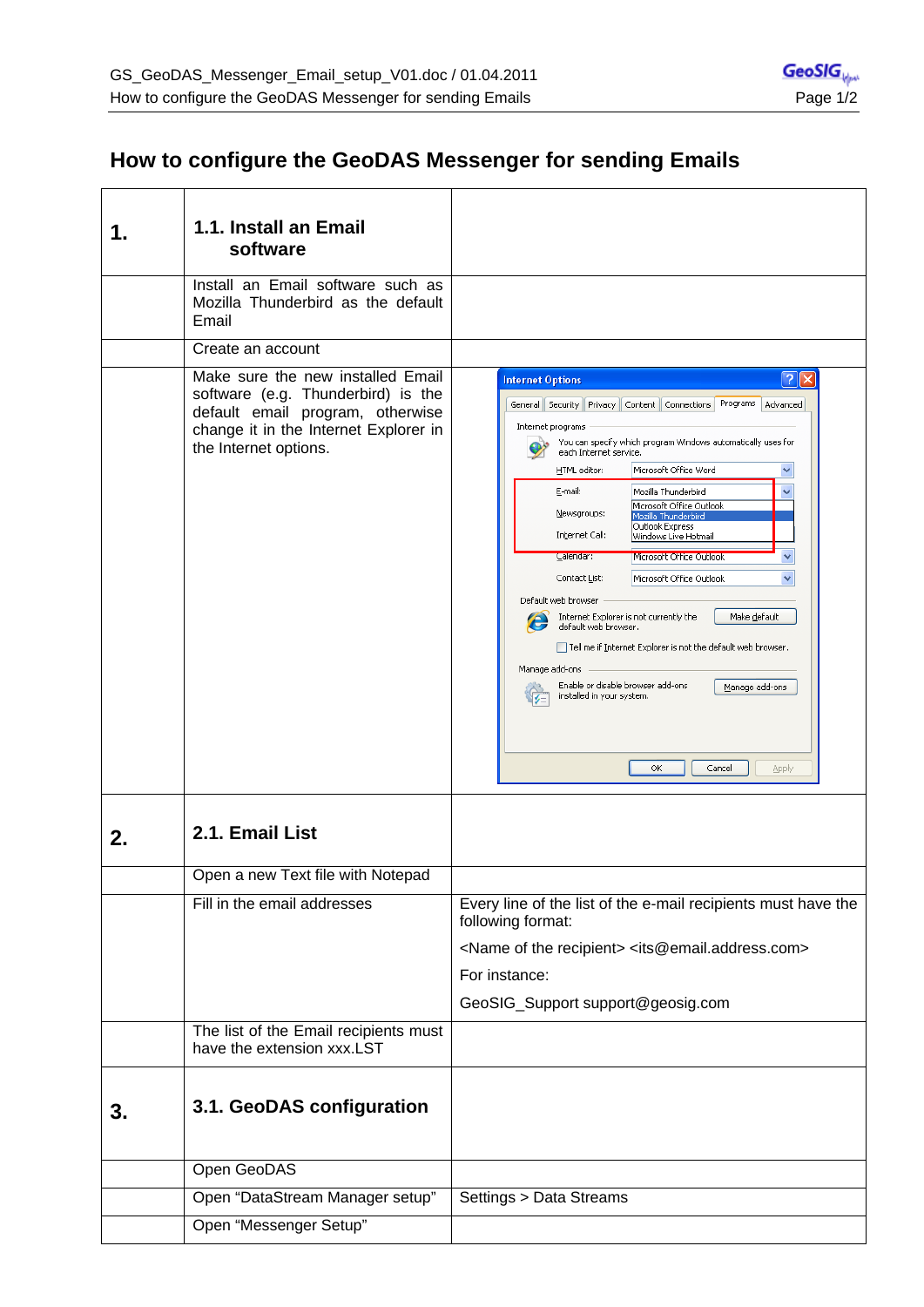# How to configure the GeoDAS Messenger for sending Emails

| | | |
|---|---|---|
| **1.** | **1.1. Install an Email software** | |
| | Install an Email software such as Mozilla Thunderbird as the default Email | |
| | Create an account | |
| | Make sure the new installed Email software (e.g. Thunderbird) is the default email program, otherwise change it in the Internet Explorer in the Internet options. | |
| **2.** | **2.1. Email List** | |
| | Open a new Text file with Notepad | |
| | Fill in the email addresses | Every line of the list of the e-mail recipients must have the following format: <br> <Name of the recipient> <its@email.address.com> <br> For instance: <br> GeoSIG_Support support@geosig.com |
| | The list of the Email recipients must have the extension xxx.LST | |
| **3.** | **3.1. GeoDAS configuration** | |
| | Open GeoDAS | |
| | Open "DataStream Manager setup" | Settings > Data Streams |
| | Open "Messenger Setup" | |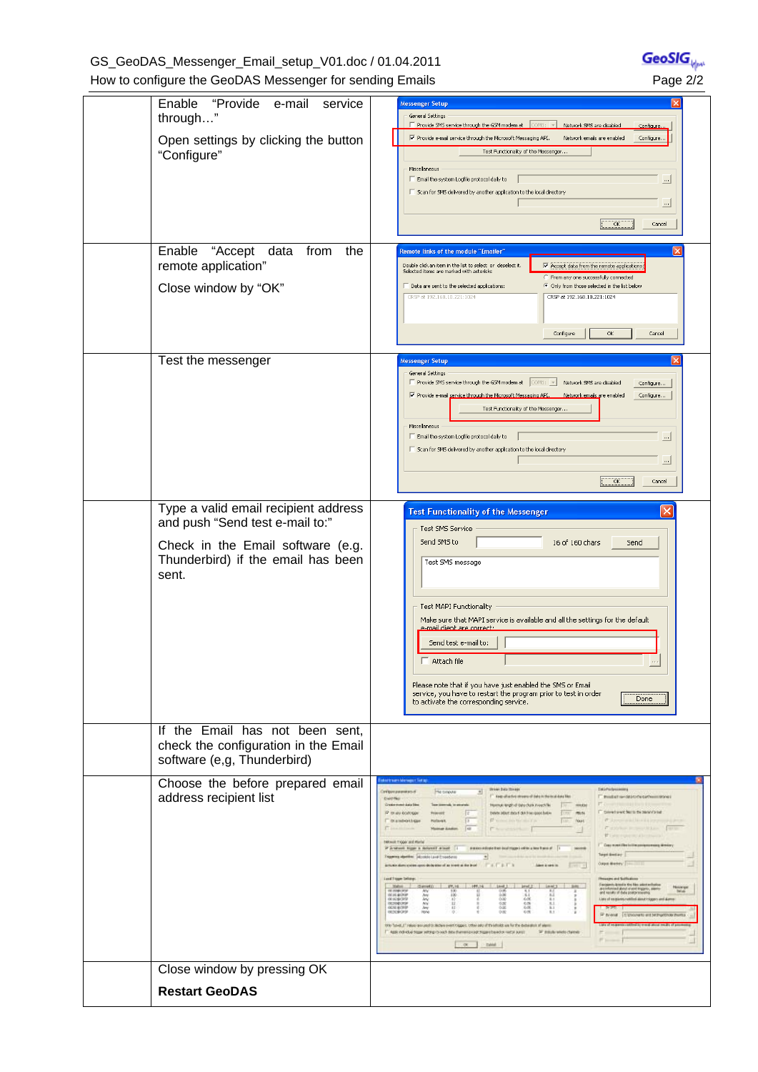| | | |
|---|---|---|
| | Enable "Provide e-mail service through…"<br><br>Open settings by clicking the button "Configure" | |
| | Enable "Accept data from the remote application"<br><br>Close window by "OK" | |
| | Test the messenger | |
| | Type a valid email recipient address and push "Send test e-mail to:"<br><br>Check in the Email software (e.g. Thunderbird) if the email has been sent. | |
| | If the Email has not been sent, check the configuration in the Email software (e,g, Thunderbird) | |
| | Choose the before prepared email address recipient list | |
| | Close window by pressing OK<br><br>**Restart GeoDAS** | |